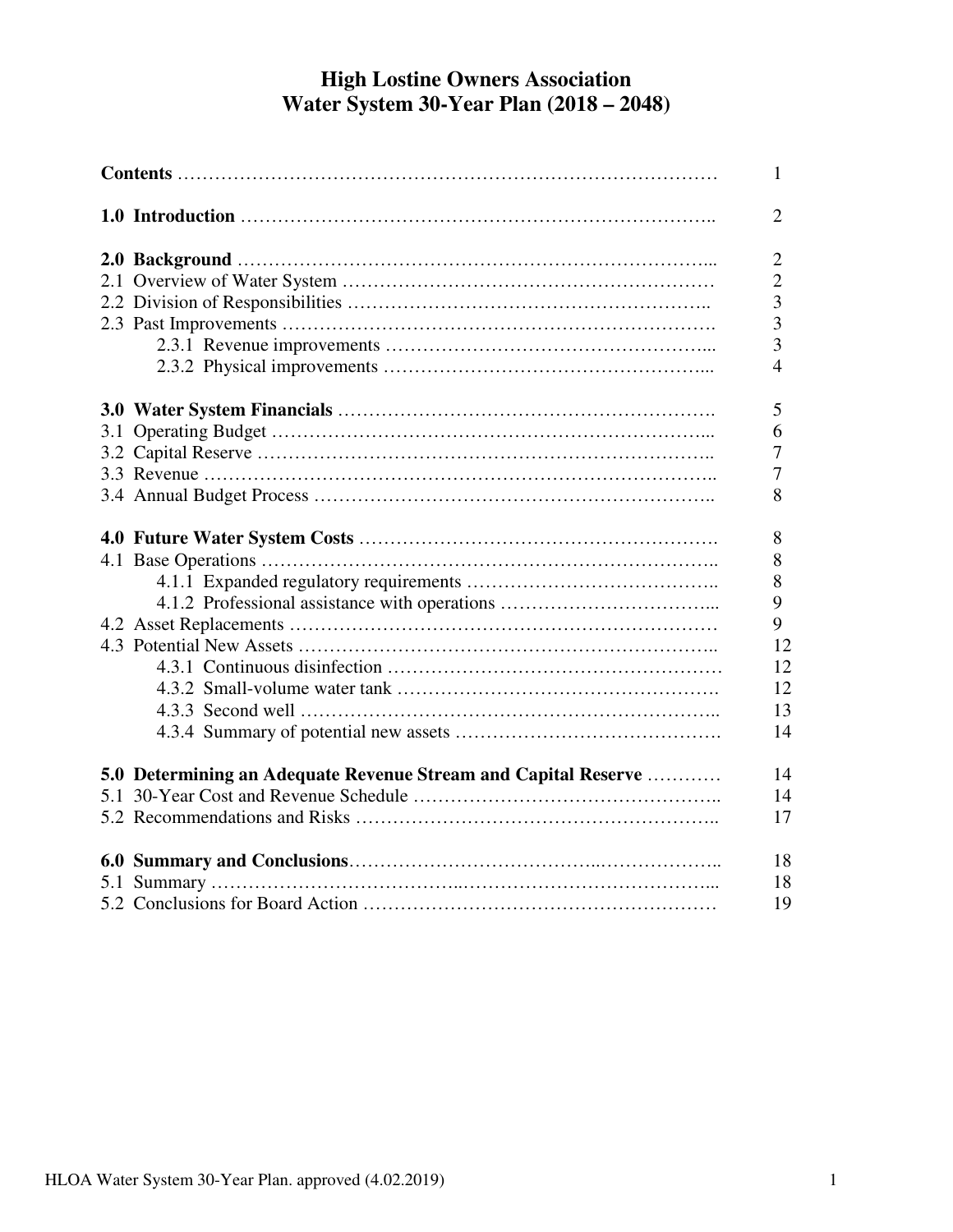# High Lostine Owners Association
# Water System 30-Year Plan (2018 – 2048)

| | |
|---|---|
| **Contents** | 1 |
| | |
| **1.0 Introduction** | 2 |
| | |
| **2.0 Background** | 2 |
| 2.1 Overview of Water System | 2 |
| 2.2 Division of Responsibilities | 3 |
| 2.3 Past Improvements | 3 |
| 2.3.1 Revenue improvements | 3 |
| 2.3.2 Physical improvements | 4 |
| | |
| **3.0 Water System Financials** | 5 |
| 3.1 Operating Budget | 6 |
| 3.2 Capital Reserve | 7 |
| 3.3 Revenue | 7 |
| 3.4 Annual Budget Process | 8 |
| | |
| **4.0 Future Water System Costs** | 8 |
| 4.1 Base Operations | 8 |
| 4.1.1 Expanded regulatory requirements | 8 |
| 4.1.2 Professional assistance with operations | 9 |
| 4.2 Asset Replacements | 9 |
| 4.3 Potential New Assets | 12 |
| 4.3.1 Continuous disinfection | 12 |
| 4.3.2 Small-volume water tank | 12 |
| 4.3.3 Second well | 13 |
| 4.3.4 Summary of potential new assets | 14 |
| | |
| **5.0 Determining an Adequate Revenue Stream and Capital Reserve** | 14 |
| 5.1 30-Year Cost and Revenue Schedule | 14 |
| 5.2 Recommendations and Risks | 17 |
| | |
| **6.0 Summary and Conclusions** | 18 |
| 5.1 Summary | 18 |
| 5.2 Conclusions for Board Action | 19 |

HLOA Water System 30-Year Plan. approved (4.02.2019)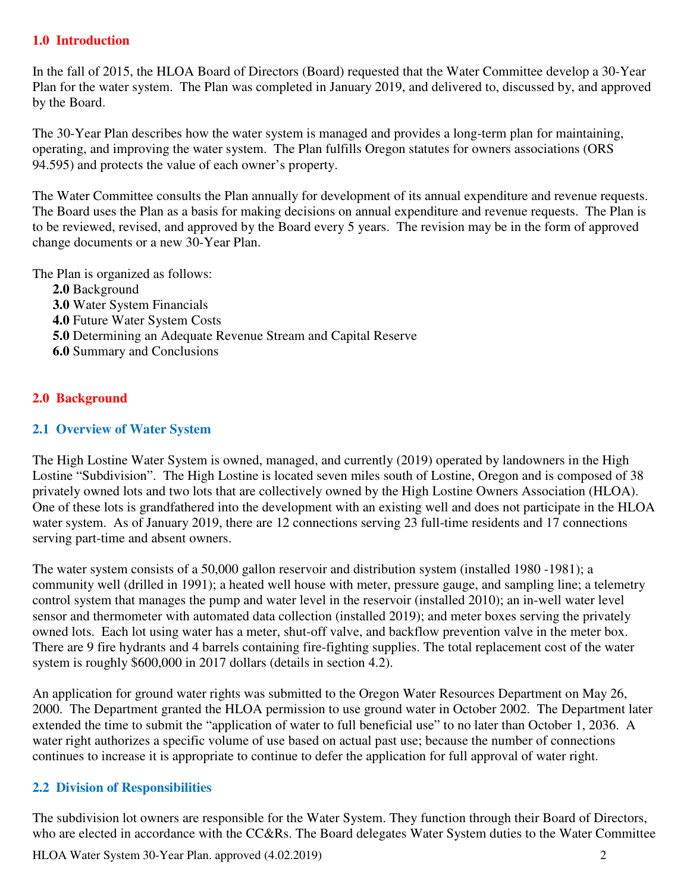## 1.0 Introduction

In the fall of 2015, the HLOA Board of Directors (Board) requested that the Water Committee develop a 30-Year Plan for the water system. The Plan was completed in January 2019, and delivered to, discussed by, and approved by the Board.

The 30-Year Plan describes how the water system is managed and provides a long-term plan for maintaining, operating, and improving the water system. The Plan fulfills Oregon statutes for owners associations (ORS 94.595) and protects the value of each owner's property.

The Water Committee consults the Plan annually for development of its annual expenditure and revenue requests. The Board uses the Plan as a basis for making decisions on annual expenditure and revenue requests. The Plan is to be reviewed, revised, and approved by the Board every 5 years. The revision may be in the form of approved change documents or a new 30-Year Plan.

The Plan is organized as follows:

- **2.0** Background
- **3.0** Water System Financials
- **4.0** Future Water System Costs
- **5.0** Determining an Adequate Revenue Stream and Capital Reserve
- **6.0** Summary and Conclusions

## 2.0 Background

### 2.1 Overview of Water System

The High Lostine Water System is owned, managed, and currently (2019) operated by landowners in the High Lostine "Subdivision". The High Lostine is located seven miles south of Lostine, Oregon and is composed of 38 privately owned lots and two lots that are collectively owned by the High Lostine Owners Association (HLOA). One of these lots is grandfathered into the development with an existing well and does not participate in the HLOA water system. As of January 2019, there are 12 connections serving 23 full-time residents and 17 connections serving part-time and absent owners.

The water system consists of a 50,000 gallon reservoir and distribution system (installed 1980 -1981); a community well (drilled in 1991); a heated well house with meter, pressure gauge, and sampling line; a telemetry control system that manages the pump and water level in the reservoir (installed 2010); an in-well water level sensor and thermometer with automated data collection (installed 2019); and meter boxes serving the privately owned lots. Each lot using water has a meter, shut-off valve, and backflow prevention valve in the meter box. There are 9 fire hydrants and 4 barrels containing fire-fighting supplies. The total replacement cost of the water system is roughly $600,000 in 2017 dollars (details in section 4.2).

An application for ground water rights was submitted to the Oregon Water Resources Department on May 26, 2000. The Department granted the HLOA permission to use ground water in October 2002. The Department later extended the time to submit the "application of water to full beneficial use" to no later than October 1, 2036. A water right authorizes a specific volume of use based on actual past use; because the number of connections continues to increase it is appropriate to continue to defer the application for full approval of water right.

### 2.2 Division of Responsibilities

The subdivision lot owners are responsible for the Water System. They function through their Board of Directors, who are elected in accordance with the CC&Rs. The Board delegates Water System duties to the Water Committee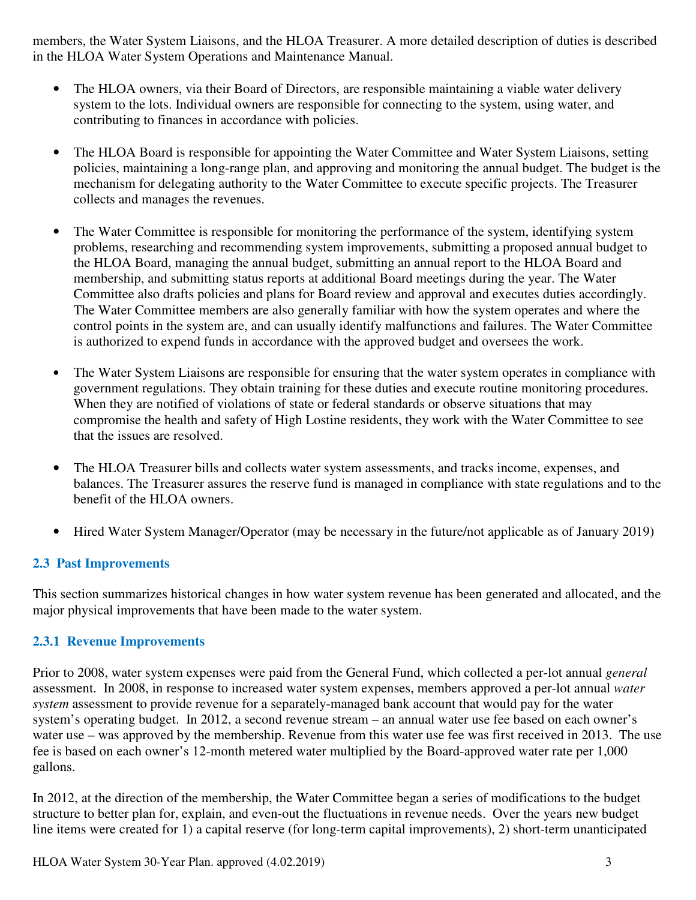members, the Water System Liaisons, and the HLOA Treasurer. A more detailed description of duties is described in the HLOA Water System Operations and Maintenance Manual.

- The HLOA owners, via their Board of Directors, are responsible maintaining a viable water delivery system to the lots. Individual owners are responsible for connecting to the system, using water, and contributing to finances in accordance with policies.

- The HLOA Board is responsible for appointing the Water Committee and Water System Liaisons, setting policies, maintaining a long-range plan, and approving and monitoring the annual budget. The budget is the mechanism for delegating authority to the Water Committee to execute specific projects. The Treasurer collects and manages the revenues.

- The Water Committee is responsible for monitoring the performance of the system, identifying system problems, researching and recommending system improvements, submitting a proposed annual budget to the HLOA Board, managing the annual budget, submitting an annual report to the HLOA Board and membership, and submitting status reports at additional Board meetings during the year. The Water Committee also drafts policies and plans for Board review and approval and executes duties accordingly. The Water Committee members are also generally familiar with how the system operates and where the control points in the system are, and can usually identify malfunctions and failures. The Water Committee is authorized to expend funds in accordance with the approved budget and oversees the work.

- The Water System Liaisons are responsible for ensuring that the water system operates in compliance with government regulations. They obtain training for these duties and execute routine monitoring procedures. When they are notified of violations of state or federal standards or observe situations that may compromise the health and safety of High Lostine residents, they work with the Water Committee to see that the issues are resolved.

- The HLOA Treasurer bills and collects water system assessments, and tracks income, expenses, and balances. The Treasurer assures the reserve fund is managed in compliance with state regulations and to the benefit of the HLOA owners.

- Hired Water System Manager/Operator (may be necessary in the future/not applicable as of January 2019)

### 2.3 Past Improvements

This section summarizes historical changes in how water system revenue has been generated and allocated, and the major physical improvements that have been made to the water system.

#### 2.3.1 Revenue Improvements

Prior to 2008, water system expenses were paid from the General Fund, which collected a per-lot annual *general* assessment. In 2008, in response to increased water system expenses, members approved a per-lot annual *water system* assessment to provide revenue for a separately-managed bank account that would pay for the water system's operating budget. In 2012, a second revenue stream – an annual water use fee based on each owner's water use – was approved by the membership. Revenue from this water use fee was first received in 2013. The use fee is based on each owner's 12-month metered water multiplied by the Board-approved water rate per 1,000 gallons.

In 2012, at the direction of the membership, the Water Committee began a series of modifications to the budget structure to better plan for, explain, and even-out the fluctuations in revenue needs. Over the years new budget line items were created for 1) a capital reserve (for long-term capital improvements), 2) short-term unanticipated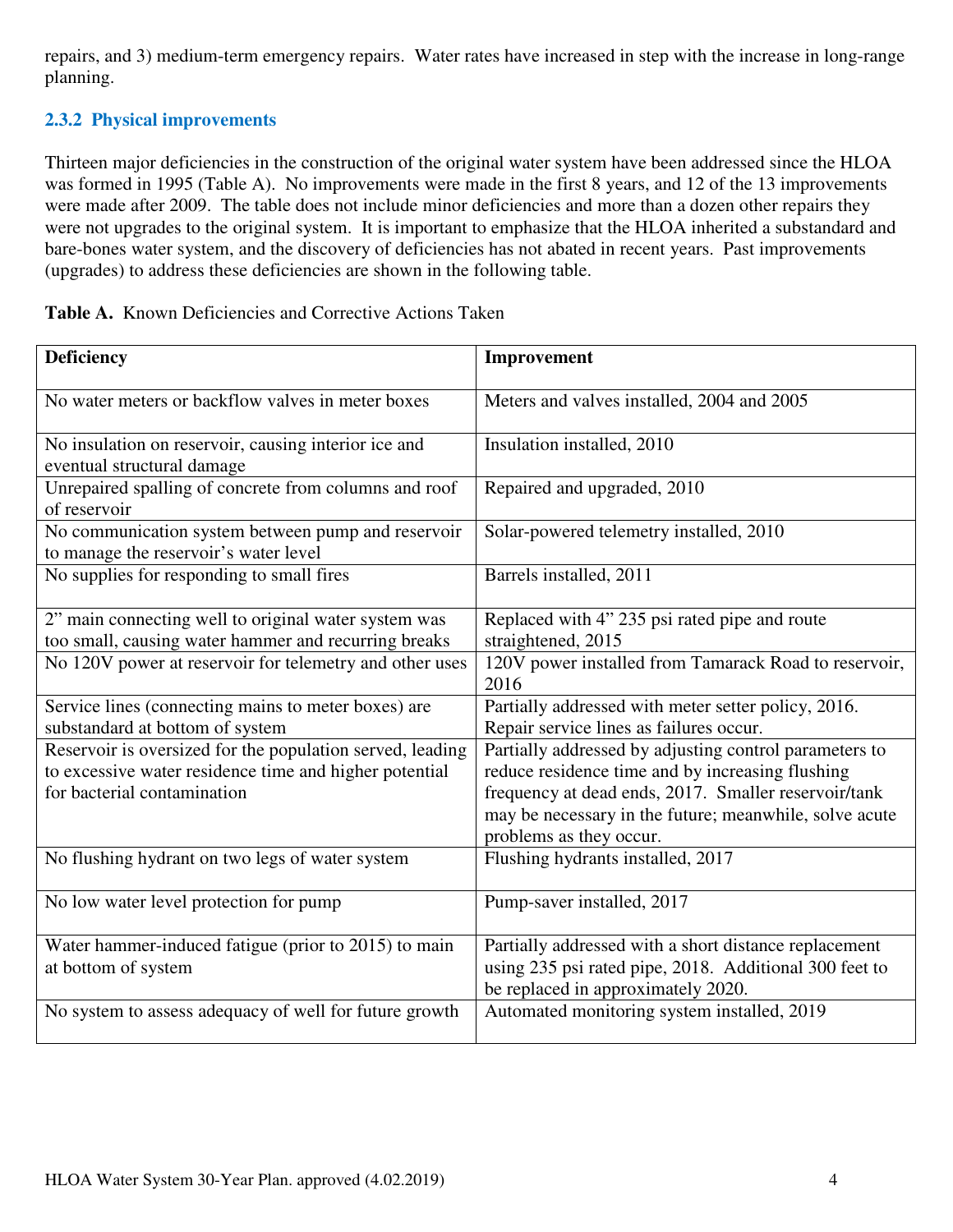repairs, and 3) medium-term emergency repairs. Water rates have increased in step with the increase in long-range planning.

### 2.3.2 Physical improvements

Thirteen major deficiencies in the construction of the original water system have been addressed since the HLOA was formed in 1995 (Table A). No improvements were made in the first 8 years, and 12 of the 13 improvements were made after 2009. The table does not include minor deficiencies and more than a dozen other repairs they were not upgrades to the original system. It is important to emphasize that the HLOA inherited a substandard and bare-bones water system, and the discovery of deficiencies has not abated in recent years. Past improvements (upgrades) to address these deficiencies are shown in the following table.

**Table A.** Known Deficiencies and Corrective Actions Taken

| Deficiency | Improvement |
|---|---|
| No water meters or backflow valves in meter boxes | Meters and valves installed, 2004 and 2005 |
| No insulation on reservoir, causing interior ice and eventual structural damage | Insulation installed, 2010 |
| Unrepaired spalling of concrete from columns and roof of reservoir | Repaired and upgraded, 2010 |
| No communication system between pump and reservoir to manage the reservoir's water level | Solar-powered telemetry installed, 2010 |
| No supplies for responding to small fires | Barrels installed, 2011 |
| 2" main connecting well to original water system was too small, causing water hammer and recurring breaks | Replaced with 4" 235 psi rated pipe and route straightened, 2015 |
| No 120V power at reservoir for telemetry and other uses | 120V power installed from Tamarack Road to reservoir, 2016 |
| Service lines (connecting mains to meter boxes) are substandard at bottom of system | Partially addressed with meter setter policy, 2016. Repair service lines as failures occur. |
| Reservoir is oversized for the population served, leading to excessive water residence time and higher potential for bacterial contamination | Partially addressed by adjusting control parameters to reduce residence time and by increasing flushing frequency at dead ends, 2017. Smaller reservoir/tank may be necessary in the future; meanwhile, solve acute problems as they occur. |
| No flushing hydrant on two legs of water system | Flushing hydrants installed, 2017 |
| No low water level protection for pump | Pump-saver installed, 2017 |
| Water hammer-induced fatigue (prior to 2015) to main at bottom of system | Partially addressed with a short distance replacement using 235 psi rated pipe, 2018. Additional 300 feet to be replaced in approximately 2020. |
| No system to assess adequacy of well for future growth | Automated monitoring system installed, 2019 |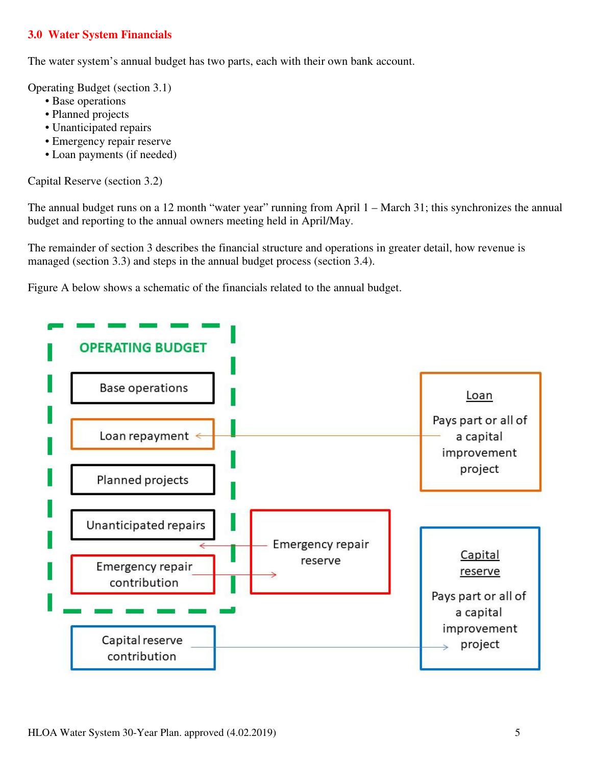## 3.0 Water System Financials

The water system's annual budget has two parts, each with their own bank account.

Operating Budget (section 3.1)

- Base operations
- Planned projects
- Unanticipated repairs
- Emergency repair reserve
- Loan payments (if needed)

Capital Reserve (section 3.2)

The annual budget runs on a 12 month "water year" running from April 1 – March 31; this synchronizes the annual budget and reporting to the annual owners meeting held in April/May.

The remainder of section 3 describes the financial structure and operations in greater detail, how revenue is managed (section 3.3) and steps in the annual budget process (section 3.4).

Figure A below shows a schematic of the financials related to the annual budget.

**OPERATING BUDGET**

- Base operations
- Loan repayment
- Planned projects
- Unanticipated repairs
- Emergency repair contribution

Capital reserve contribution

Loan

Pays part or all of a capital improvement project

Emergency repair reserve

Capital reserve

Pays part or all of a capital improvement project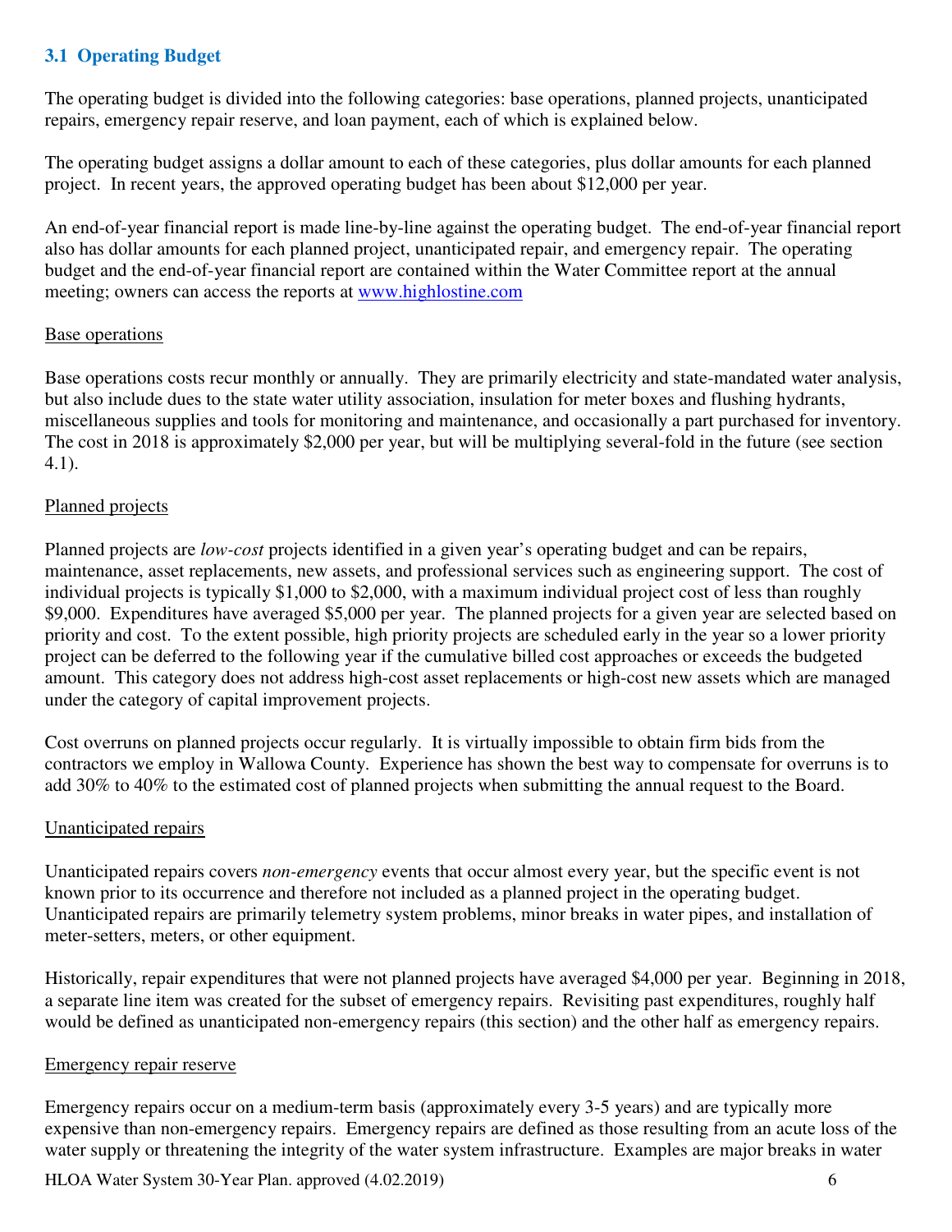## 3.1 Operating Budget

The operating budget is divided into the following categories: base operations, planned projects, unanticipated repairs, emergency repair reserve, and loan payment, each of which is explained below.

The operating budget assigns a dollar amount to each of these categories, plus dollar amounts for each planned project. In recent years, the approved operating budget has been about $12,000 per year.

An end-of-year financial report is made line-by-line against the operating budget. The end-of-year financial report also has dollar amounts for each planned project, unanticipated repair, and emergency repair. The operating budget and the end-of-year financial report are contained within the Water Committee report at the annual meeting; owners can access the reports at [www.highlostine.com](http://www.highlostine.com)

Base operations

Base operations costs recur monthly or annually. They are primarily electricity and state-mandated water analysis, but also include dues to the state water utility association, insulation for meter boxes and flushing hydrants, miscellaneous supplies and tools for monitoring and maintenance, and occasionally a part purchased for inventory. The cost in 2018 is approximately $2,000 per year, but will be multiplying several-fold in the future (see section 4.1).

Planned projects

Planned projects are *low-cost* projects identified in a given year's operating budget and can be repairs, maintenance, asset replacements, new assets, and professional services such as engineering support. The cost of individual projects is typically $1,000 to $2,000, with a maximum individual project cost of less than roughly $9,000. Expenditures have averaged $5,000 per year. The planned projects for a given year are selected based on priority and cost. To the extent possible, high priority projects are scheduled early in the year so a lower priority project can be deferred to the following year if the cumulative billed cost approaches or exceeds the budgeted amount. This category does not address high-cost asset replacements or high-cost new assets which are managed under the category of capital improvement projects.

Cost overruns on planned projects occur regularly. It is virtually impossible to obtain firm bids from the contractors we employ in Wallowa County. Experience has shown the best way to compensate for overruns is to add 30% to 40% to the estimated cost of planned projects when submitting the annual request to the Board.

Unanticipated repairs

Unanticipated repairs covers *non-emergency* events that occur almost every year, but the specific event is not known prior to its occurrence and therefore not included as a planned project in the operating budget. Unanticipated repairs are primarily telemetry system problems, minor breaks in water pipes, and installation of meter-setters, meters, or other equipment.

Historically, repair expenditures that were not planned projects have averaged $4,000 per year. Beginning in 2018, a separate line item was created for the subset of emergency repairs. Revisiting past expenditures, roughly half would be defined as unanticipated non-emergency repairs (this section) and the other half as emergency repairs.

Emergency repair reserve

Emergency repairs occur on a medium-term basis (approximately every 3-5 years) and are typically more expensive than non-emergency repairs. Emergency repairs are defined as those resulting from an acute loss of the water supply or threatening the integrity of the water system infrastructure. Examples are major breaks in water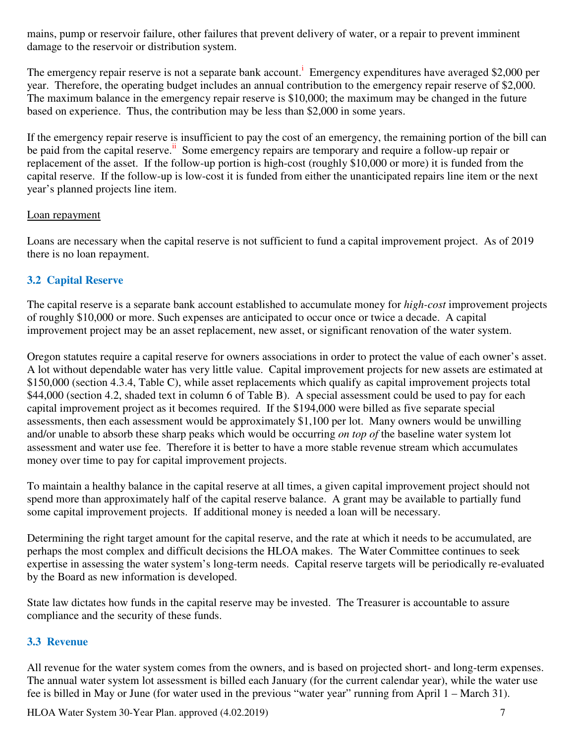mains, pump or reservoir failure, other failures that prevent delivery of water, or a repair to prevent imminent damage to the reservoir or distribution system.

The emergency repair reserve is not a separate bank account.[i] Emergency expenditures have averaged $2,000 per year. Therefore, the operating budget includes an annual contribution to the emergency repair reserve of $2,000. The maximum balance in the emergency repair reserve is $10,000; the maximum may be changed in the future based on experience. Thus, the contribution may be less than $2,000 in some years.

If the emergency repair reserve is insufficient to pay the cost of an emergency, the remaining portion of the bill can be paid from the capital reserve.[ii] Some emergency repairs are temporary and require a follow-up repair or replacement of the asset. If the follow-up portion is high-cost (roughly $10,000 or more) it is funded from the capital reserve. If the follow-up is low-cost it is funded from either the unanticipated repairs line item or the next year's planned projects line item.

<u>Loan repayment</u>

Loans are necessary when the capital reserve is not sufficient to fund a capital improvement project. As of 2019 there is no loan repayment.

### 3.2 Capital Reserve

The capital reserve is a separate bank account established to accumulate money for *high-cost* improvement projects of roughly $10,000 or more. Such expenses are anticipated to occur once or twice a decade. A capital improvement project may be an asset replacement, new asset, or significant renovation of the water system.

Oregon statutes require a capital reserve for owners associations in order to protect the value of each owner's asset. A lot without dependable water has very little value. Capital improvement projects for new assets are estimated at $150,000 (section 4.3.4, Table C), while asset replacements which qualify as capital improvement projects total $44,000 (section 4.2, shaded text in column 6 of Table B). A special assessment could be used to pay for each capital improvement project as it becomes required. If the $194,000 were billed as five separate special assessments, then each assessment would be approximately $1,100 per lot. Many owners would be unwilling and/or unable to absorb these sharp peaks which would be occurring *on top of* the baseline water system lot assessment and water use fee. Therefore it is better to have a more stable revenue stream which accumulates money over time to pay for capital improvement projects.

To maintain a healthy balance in the capital reserve at all times, a given capital improvement project should not spend more than approximately half of the capital reserve balance. A grant may be available to partially fund some capital improvement projects. If additional money is needed a loan will be necessary.

Determining the right target amount for the capital reserve, and the rate at which it needs to be accumulated, are perhaps the most complex and difficult decisions the HLOA makes. The Water Committee continues to seek expertise in assessing the water system's long-term needs. Capital reserve targets will be periodically re-evaluated by the Board as new information is developed.

State law dictates how funds in the capital reserve may be invested. The Treasurer is accountable to assure compliance and the security of these funds.

### 3.3 Revenue

All revenue for the water system comes from the owners, and is based on projected short- and long-term expenses. The annual water system lot assessment is billed each January (for the current calendar year), while the water use fee is billed in May or June (for water used in the previous "water year" running from April 1 – March 31).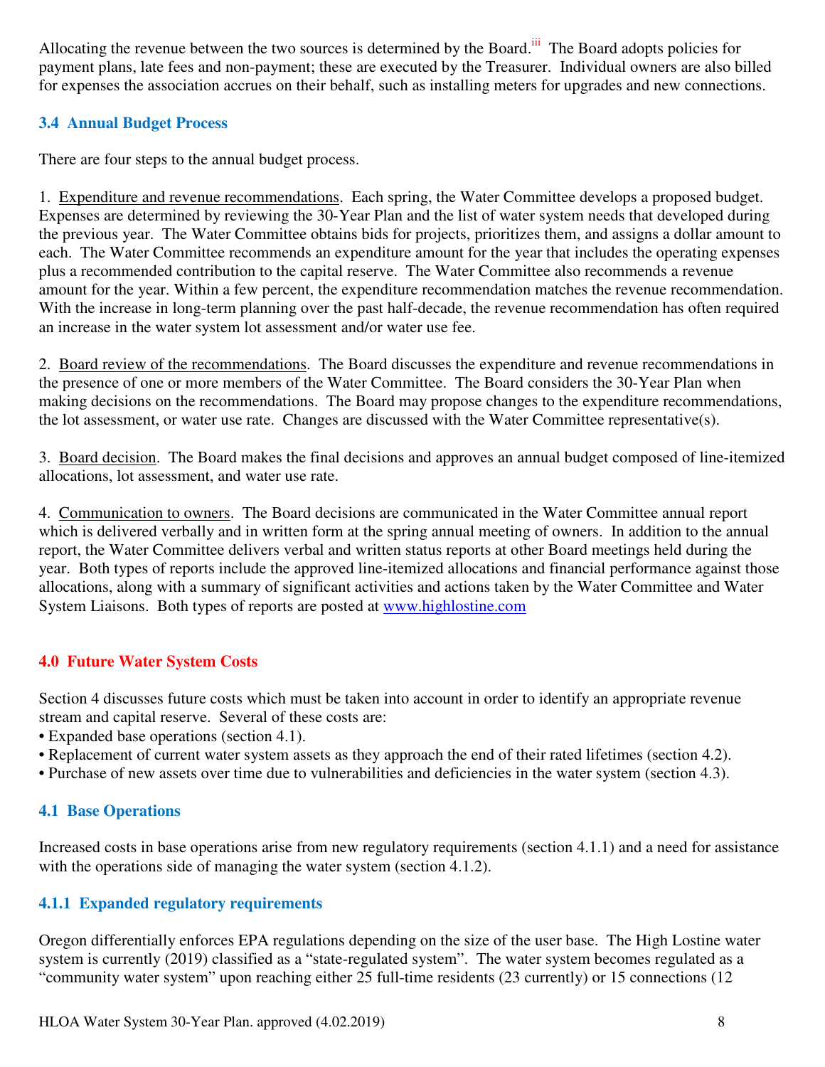Allocating the revenue between the two sources is determined by the Board.[iii] The Board adopts policies for payment plans, late fees and non-payment; these are executed by the Treasurer. Individual owners are also billed for expenses the association accrues on their behalf, such as installing meters for upgrades and new connections.

### 3.4 Annual Budget Process

There are four steps to the annual budget process.

1. Expenditure and revenue recommendations. Each spring, the Water Committee develops a proposed budget. Expenses are determined by reviewing the 30-Year Plan and the list of water system needs that developed during the previous year. The Water Committee obtains bids for projects, prioritizes them, and assigns a dollar amount to each. The Water Committee recommends an expenditure amount for the year that includes the operating expenses plus a recommended contribution to the capital reserve. The Water Committee also recommends a revenue amount for the year. Within a few percent, the expenditure recommendation matches the revenue recommendation. With the increase in long-term planning over the past half-decade, the revenue recommendation has often required an increase in the water system lot assessment and/or water use fee.

2. Board review of the recommendations. The Board discusses the expenditure and revenue recommendations in the presence of one or more members of the Water Committee. The Board considers the 30-Year Plan when making decisions on the recommendations. The Board may propose changes to the expenditure recommendations, the lot assessment, or water use rate. Changes are discussed with the Water Committee representative(s).

3. Board decision. The Board makes the final decisions and approves an annual budget composed of line-itemized allocations, lot assessment, and water use rate.

4. Communication to owners. The Board decisions are communicated in the Water Committee annual report which is delivered verbally and in written form at the spring annual meeting of owners. In addition to the annual report, the Water Committee delivers verbal and written status reports at other Board meetings held during the year. Both types of reports include the approved line-itemized allocations and financial performance against those allocations, along with a summary of significant activities and actions taken by the Water Committee and Water System Liaisons. Both types of reports are posted at www.highlostine.com

## 4.0 Future Water System Costs

Section 4 discusses future costs which must be taken into account in order to identify an appropriate revenue stream and capital reserve. Several of these costs are:

- Expanded base operations (section 4.1).
- Replacement of current water system assets as they approach the end of their rated lifetimes (section 4.2).
- Purchase of new assets over time due to vulnerabilities and deficiencies in the water system (section 4.3).

### 4.1 Base Operations

Increased costs in base operations arise from new regulatory requirements (section 4.1.1) and a need for assistance with the operations side of managing the water system (section 4.1.2).

### 4.1.1 Expanded regulatory requirements

Oregon differentially enforces EPA regulations depending on the size of the user base. The High Lostine water system is currently (2019) classified as a "state-regulated system". The water system becomes regulated as a "community water system" upon reaching either 25 full-time residents (23 currently) or 15 connections (12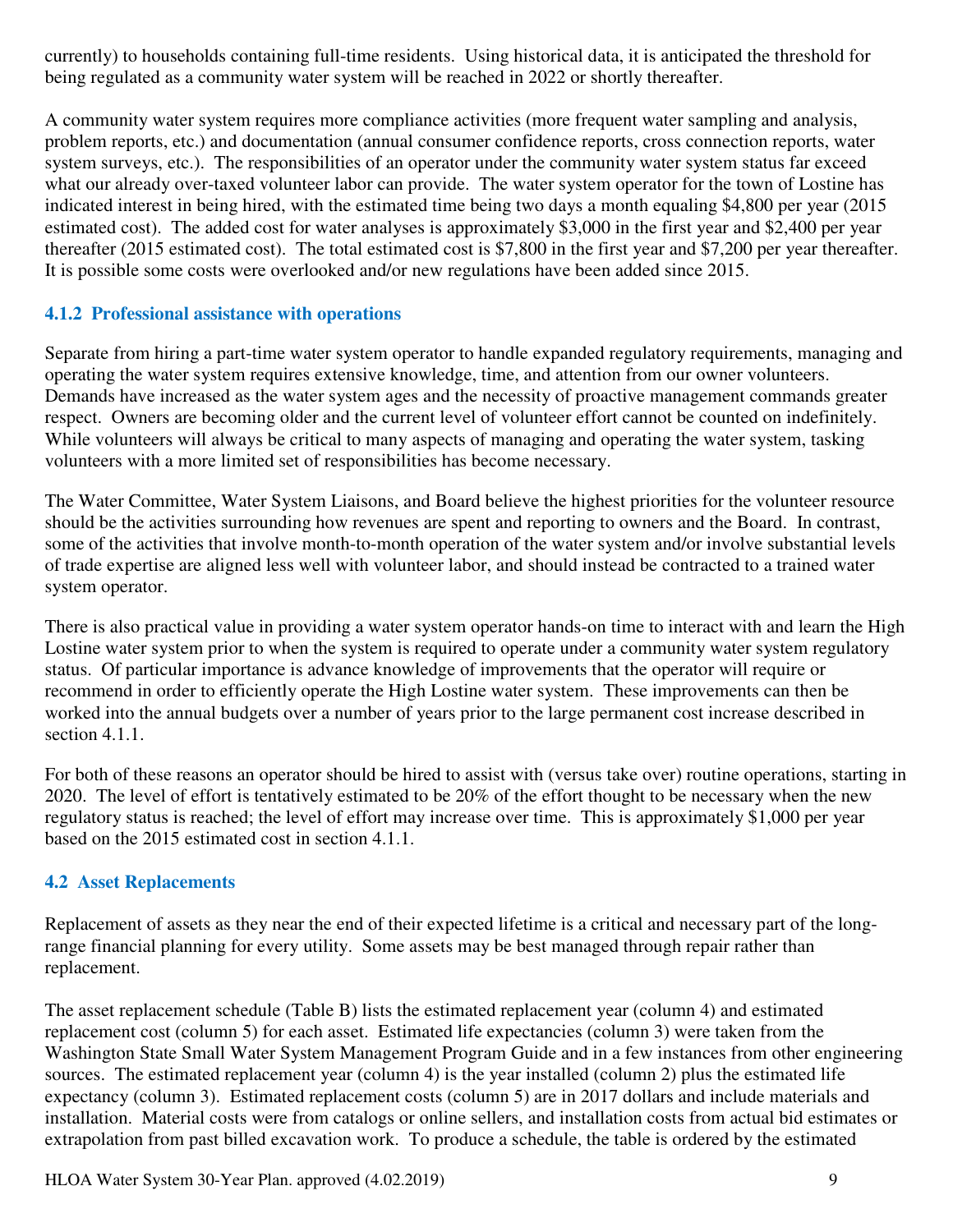currently) to households containing full-time residents. Using historical data, it is anticipated the threshold for being regulated as a community water system will be reached in 2022 or shortly thereafter.

A community water system requires more compliance activities (more frequent water sampling and analysis, problem reports, etc.) and documentation (annual consumer confidence reports, cross connection reports, water system surveys, etc.). The responsibilities of an operator under the community water system status far exceed what our already over-taxed volunteer labor can provide. The water system operator for the town of Lostine has indicated interest in being hired, with the estimated time being two days a month equaling $4,800 per year (2015 estimated cost). The added cost for water analyses is approximately $3,000 in the first year and $2,400 per year thereafter (2015 estimated cost). The total estimated cost is $7,800 in the first year and $7,200 per year thereafter. It is possible some costs were overlooked and/or new regulations have been added since 2015.

### 4.1.2 Professional assistance with operations

Separate from hiring a part-time water system operator to handle expanded regulatory requirements, managing and operating the water system requires extensive knowledge, time, and attention from our owner volunteers. Demands have increased as the water system ages and the necessity of proactive management commands greater respect. Owners are becoming older and the current level of volunteer effort cannot be counted on indefinitely. While volunteers will always be critical to many aspects of managing and operating the water system, tasking volunteers with a more limited set of responsibilities has become necessary.

The Water Committee, Water System Liaisons, and Board believe the highest priorities for the volunteer resource should be the activities surrounding how revenues are spent and reporting to owners and the Board. In contrast, some of the activities that involve month-to-month operation of the water system and/or involve substantial levels of trade expertise are aligned less well with volunteer labor, and should instead be contracted to a trained water system operator.

There is also practical value in providing a water system operator hands-on time to interact with and learn the High Lostine water system prior to when the system is required to operate under a community water system regulatory status. Of particular importance is advance knowledge of improvements that the operator will require or recommend in order to efficiently operate the High Lostine water system. These improvements can then be worked into the annual budgets over a number of years prior to the large permanent cost increase described in section 4.1.1.

For both of these reasons an operator should be hired to assist with (versus take over) routine operations, starting in 2020. The level of effort is tentatively estimated to be 20% of the effort thought to be necessary when the new regulatory status is reached; the level of effort may increase over time. This is approximately $1,000 per year based on the 2015 estimated cost in section 4.1.1.

## 4.2 Asset Replacements

Replacement of assets as they near the end of their expected lifetime is a critical and necessary part of the long-range financial planning for every utility. Some assets may be best managed through repair rather than replacement.

The asset replacement schedule (Table B) lists the estimated replacement year (column 4) and estimated replacement cost (column 5) for each asset. Estimated life expectancies (column 3) were taken from the Washington State Small Water System Management Program Guide and in a few instances from other engineering sources. The estimated replacement year (column 4) is the year installed (column 2) plus the estimated life expectancy (column 3). Estimated replacement costs (column 5) are in 2017 dollars and include materials and installation. Material costs were from catalogs or online sellers, and installation costs from actual bid estimates or extrapolation from past billed excavation work. To produce a schedule, the table is ordered by the estimated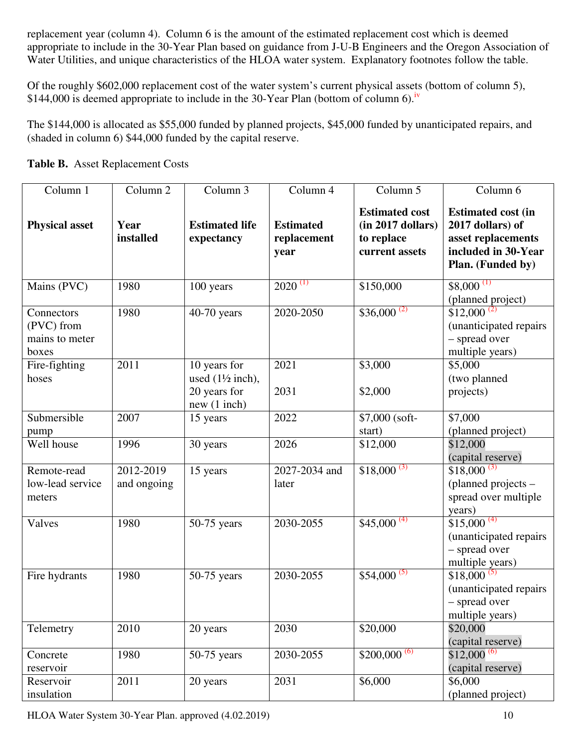replacement year (column 4). Column 6 is the amount of the estimated replacement cost which is deemed appropriate to include in the 30-Year Plan based on guidance from J-U-B Engineers and the Oregon Association of Water Utilities, and unique characteristics of the HLOA water system. Explanatory footnotes follow the table.

Of the roughly $602,000 replacement cost of the water system's current physical assets (bottom of column 5), $144,000 is deemed appropriate to include in the 30-Year Plan (bottom of column 6).[iv]

The $144,000 is allocated as $55,000 funded by planned projects, $45,000 funded by unanticipated repairs, and (shaded in column 6) $44,000 funded by the capital reserve.

**Table B.** Asset Replacement Costs

| Column 1<br>**Physical asset** | Column 2<br>**Year installed** | Column 3<br>**Estimated life expectancy** | Column 4<br>**Estimated replacement year** | Column 5<br>**Estimated cost (in 2017 dollars) to replace current assets** | Column 6<br>**Estimated cost (in 2017 dollars) of asset replacements included in 30-Year Plan. (Funded by)** |
|---|---|---|---|---|---|
| Mains (PVC) | 1980 | 100 years | 2020 (1) | $150,000 | $8,000 (1)<br>(planned project) |
| Connectors (PVC) from mains to meter boxes | 1980 | 40-70 years | 2020-2050 | $36,000 (2) | $12,000 (2)<br>(unanticipated repairs – spread over multiple years) |
| Fire-fighting hoses | 2011 | 10 years for used (1½ inch), 20 years for new (1 inch) | 2021<br>2031 | $3,000<br>$2,000 | $5,000<br>(two planned projects) |
| Submersible pump | 2007 | 15 years | 2022 | $7,000 (soft-start) | $7,000<br>(planned project) |
| Well house | 1996 | 30 years | 2026 | $12,000 | $12,000<br>(capital reserve) |
| Remote-read low-lead service meters | 2012-2019 and ongoing | 15 years | 2027-2034 and later | $18,000 (3) | $18,000 (3)<br>(planned projects – spread over multiple years) |
| Valves | 1980 | 50-75 years | 2030-2055 | $45,000 (4) | $15,000 (4)<br>(unanticipated repairs – spread over multiple years) |
| Fire hydrants | 1980 | 50-75 years | 2030-2055 | $54,000 (5) | $18,000 (5)<br>(unanticipated repairs – spread over multiple years) |
| Telemetry | 2010 | 20 years | 2030 | $20,000 | $20,000<br>(capital reserve) |
| Concrete reservoir | 1980 | 50-75 years | 2030-2055 | $200,000 (6) | $12,000 (6)<br>(capital reserve) |
| Reservoir insulation | 2011 | 20 years | 2031 | $6,000 | $6,000<br>(planned project) |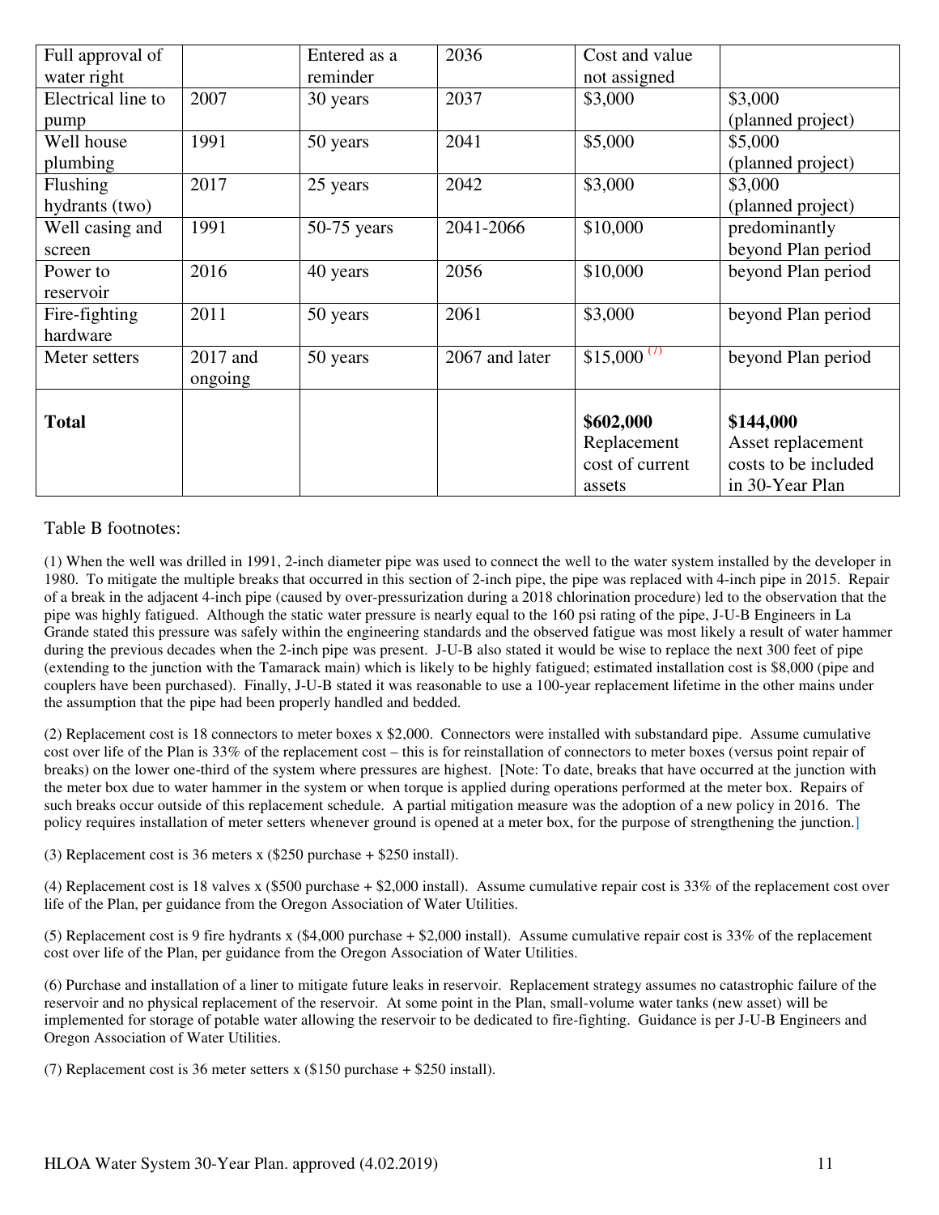| Full approval of water right | | Entered as a reminder | 2036 | Cost and value not assigned | |
|---|---|---|---|---|---|
| Electrical line to pump | 2007 | 30 years | 2037 | $3,000 | $3,000 (planned project) |
| Well house plumbing | 1991 | 50 years | 2041 | $5,000 | $5,000 (planned project) |
| Flushing hydrants (two) | 2017 | 25 years | 2042 | $3,000 | $3,000 (planned project) |
| Well casing and screen | 1991 | 50-75 years | 2041-2066 | $10,000 | predominantly beyond Plan period |
| Power to reservoir | 2016 | 40 years | 2056 | $10,000 | beyond Plan period |
| Fire-fighting hardware | 2011 | 50 years | 2061 | $3,000 | beyond Plan period |
| Meter setters | 2017 and ongoing | 50 years | 2067 and later | $15,000 (7) | beyond Plan period |
| **Total** | | | | **$602,000** Replacement cost of current assets | **$144,000** Asset replacement costs to be included in 30-Year Plan |

Table B footnotes:

(1) When the well was drilled in 1991, 2-inch diameter pipe was used to connect the well to the water system installed by the developer in 1980. To mitigate the multiple breaks that occurred in this section of 2-inch pipe, the pipe was replaced with 4-inch pipe in 2015. Repair of a break in the adjacent 4-inch pipe (caused by over-pressurization during a 2018 chlorination procedure) led to the observation that the pipe was highly fatigued. Although the static water pressure is nearly equal to the 160 psi rating of the pipe, J-U-B Engineers in La Grande stated this pressure was safely within the engineering standards and the observed fatigue was most likely a result of water hammer during the previous decades when the 2-inch pipe was present. J-U-B also stated it would be wise to replace the next 300 feet of pipe (extending to the junction with the Tamarack main) which is likely to be highly fatigued; estimated installation cost is $8,000 (pipe and couplers have been purchased). Finally, J-U-B stated it was reasonable to use a 100-year replacement lifetime in the other mains under the assumption that the pipe had been properly handled and bedded.

(2) Replacement cost is 18 connectors to meter boxes x $2,000. Connectors were installed with substandard pipe. Assume cumulative cost over life of the Plan is 33% of the replacement cost – this is for reinstallation of connectors to meter boxes (versus point repair of breaks) on the lower one-third of the system where pressures are highest. [Note: To date, breaks that have occurred at the junction with the meter box due to water hammer in the system or when torque is applied during operations performed at the meter box. Repairs of such breaks occur outside of this replacement schedule. A partial mitigation measure was the adoption of a new policy in 2016. The policy requires installation of meter setters whenever ground is opened at a meter box, for the purpose of strengthening the junction.]

(3) Replacement cost is 36 meters x ($250 purchase + $250 install).

(4) Replacement cost is 18 valves x ($500 purchase + $2,000 install). Assume cumulative repair cost is 33% of the replacement cost over life of the Plan, per guidance from the Oregon Association of Water Utilities.

(5) Replacement cost is 9 fire hydrants x ($4,000 purchase + $2,000 install). Assume cumulative repair cost is 33% of the replacement cost over life of the Plan, per guidance from the Oregon Association of Water Utilities.

(6) Purchase and installation of a liner to mitigate future leaks in reservoir. Replacement strategy assumes no catastrophic failure of the reservoir and no physical replacement of the reservoir. At some point in the Plan, small-volume water tanks (new asset) will be implemented for storage of potable water allowing the reservoir to be dedicated to fire-fighting. Guidance is per J-U-B Engineers and Oregon Association of Water Utilities.

(7) Replacement cost is 36 meter setters x ($150 purchase + $250 install).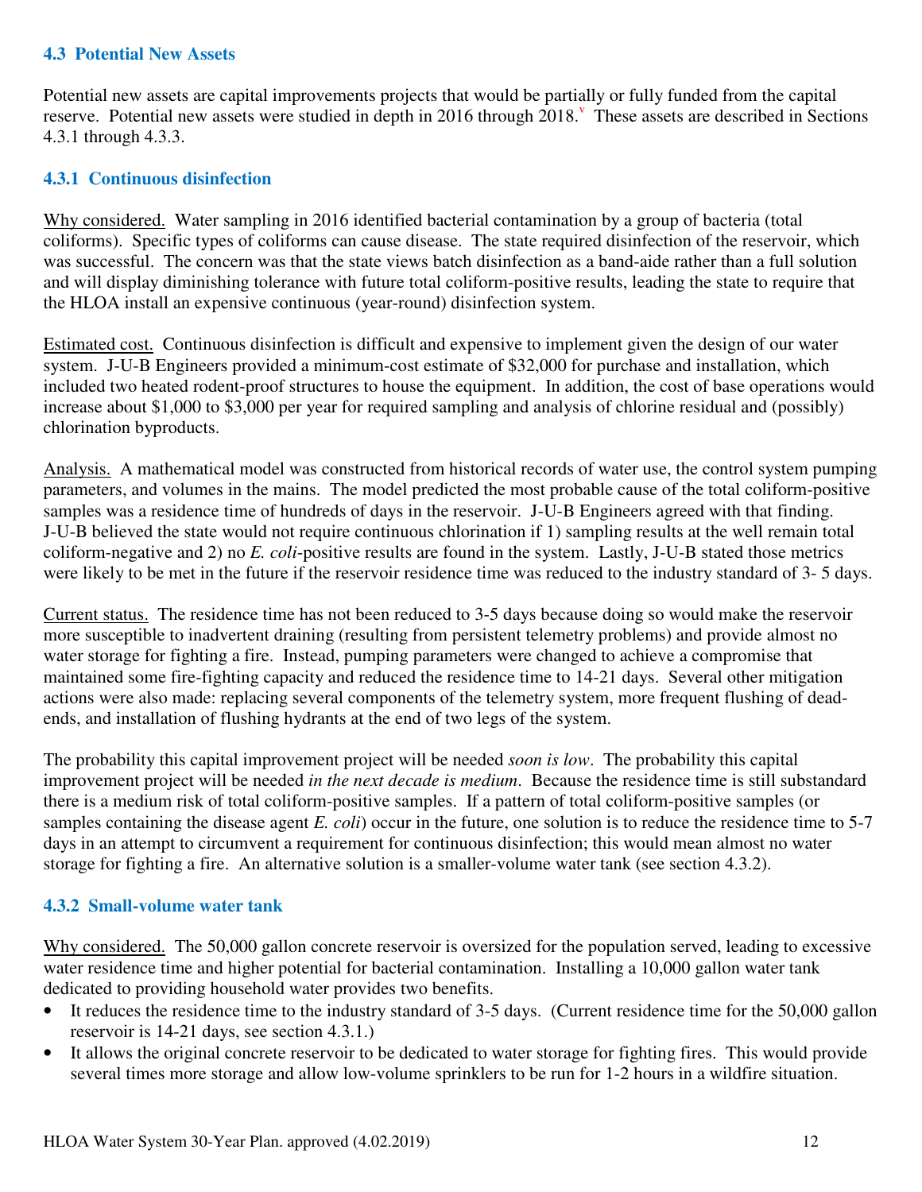### 4.3 Potential New Assets

Potential new assets are capital improvements projects that would be partially or fully funded from the capital reserve. Potential new assets were studied in depth in 2016 through 2018.[v] These assets are described in Sections 4.3.1 through 4.3.3.

### 4.3.1 Continuous disinfection

Why considered. Water sampling in 2016 identified bacterial contamination by a group of bacteria (total coliforms). Specific types of coliforms can cause disease. The state required disinfection of the reservoir, which was successful. The concern was that the state views batch disinfection as a band-aide rather than a full solution and will display diminishing tolerance with future total coliform-positive results, leading the state to require that the HLOA install an expensive continuous (year-round) disinfection system.

Estimated cost. Continuous disinfection is difficult and expensive to implement given the design of our water system. J-U-B Engineers provided a minimum-cost estimate of $32,000 for purchase and installation, which included two heated rodent-proof structures to house the equipment. In addition, the cost of base operations would increase about $1,000 to $3,000 per year for required sampling and analysis of chlorine residual and (possibly) chlorination byproducts.

Analysis. A mathematical model was constructed from historical records of water use, the control system pumping parameters, and volumes in the mains. The model predicted the most probable cause of the total coliform-positive samples was a residence time of hundreds of days in the reservoir. J-U-B Engineers agreed with that finding. J-U-B believed the state would not require continuous chlorination if 1) sampling results at the well remain total coliform-negative and 2) no *E. coli*-positive results are found in the system. Lastly, J-U-B stated those metrics were likely to be met in the future if the reservoir residence time was reduced to the industry standard of 3- 5 days.

Current status. The residence time has not been reduced to 3-5 days because doing so would make the reservoir more susceptible to inadvertent draining (resulting from persistent telemetry problems) and provide almost no water storage for fighting a fire. Instead, pumping parameters were changed to achieve a compromise that maintained some fire-fighting capacity and reduced the residence time to 14-21 days. Several other mitigation actions were also made: replacing several components of the telemetry system, more frequent flushing of dead-ends, and installation of flushing hydrants at the end of two legs of the system.

The probability this capital improvement project will be needed *soon is low*. The probability this capital improvement project will be needed *in the next decade is medium*. Because the residence time is still substandard there is a medium risk of total coliform-positive samples. If a pattern of total coliform-positive samples (or samples containing the disease agent *E. coli*) occur in the future, one solution is to reduce the residence time to 5-7 days in an attempt to circumvent a requirement for continuous disinfection; this would mean almost no water storage for fighting a fire. An alternative solution is a smaller-volume water tank (see section 4.3.2).

### 4.3.2 Small-volume water tank

Why considered. The 50,000 gallon concrete reservoir is oversized for the population served, leading to excessive water residence time and higher potential for bacterial contamination. Installing a 10,000 gallon water tank dedicated to providing household water provides two benefits.

- It reduces the residence time to the industry standard of 3-5 days. (Current residence time for the 50,000 gallon reservoir is 14-21 days, see section 4.3.1.)
- It allows the original concrete reservoir to be dedicated to water storage for fighting fires. This would provide several times more storage and allow low-volume sprinklers to be run for 1-2 hours in a wildfire situation.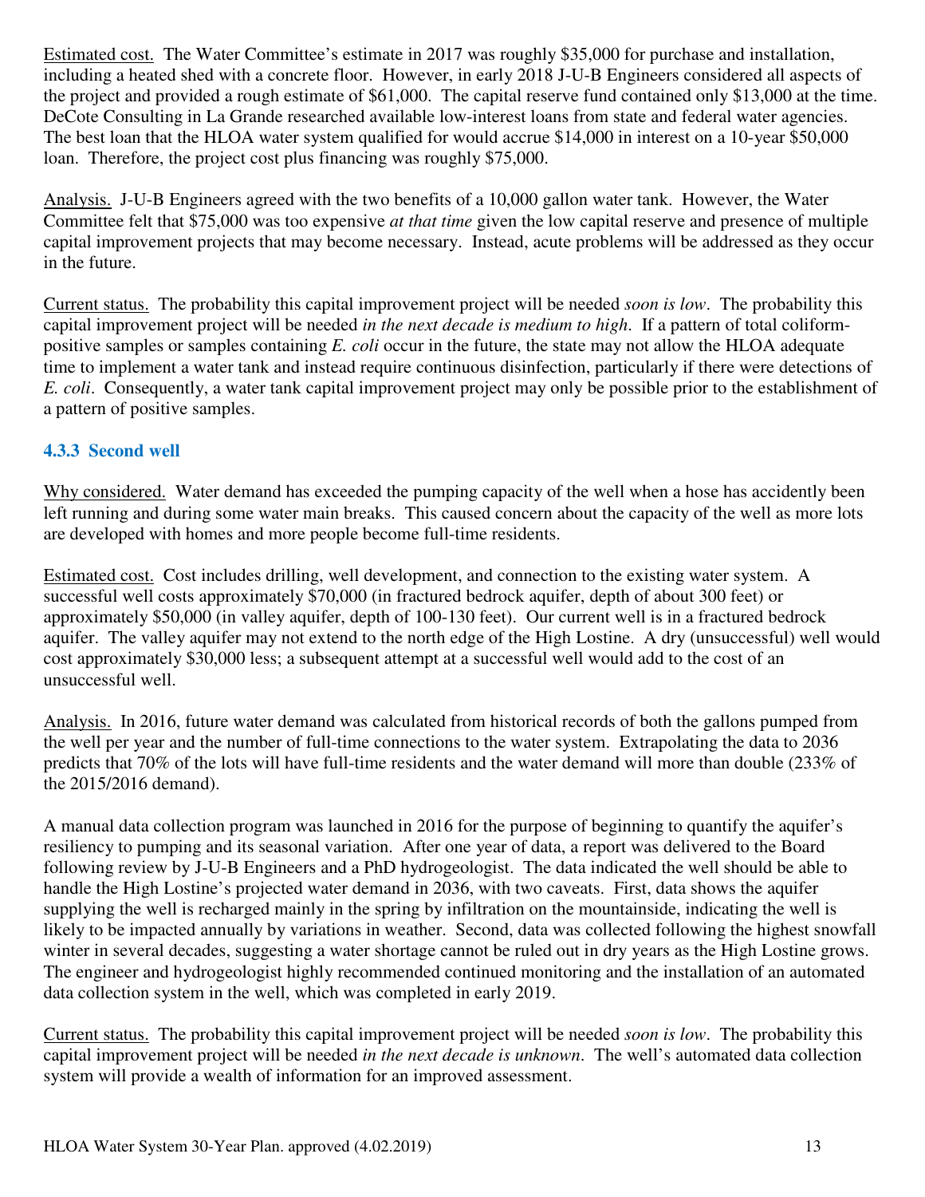<u>Estimated cost.</u> The Water Committee's estimate in 2017 was roughly $35,000 for purchase and installation, including a heated shed with a concrete floor. However, in early 2018 J-U-B Engineers considered all aspects of the project and provided a rough estimate of $61,000. The capital reserve fund contained only $13,000 at the time. DeCote Consulting in La Grande researched available low-interest loans from state and federal water agencies. The best loan that the HLOA water system qualified for would accrue $14,000 in interest on a 10-year $50,000 loan. Therefore, the project cost plus financing was roughly $75,000.

<u>Analysis.</u> J-U-B Engineers agreed with the two benefits of a 10,000 gallon water tank. However, the Water Committee felt that $75,000 was too expensive *at that time* given the low capital reserve and presence of multiple capital improvement projects that may become necessary. Instead, acute problems will be addressed as they occur in the future.

<u>Current status.</u> The probability this capital improvement project will be needed *soon is low*. The probability this capital improvement project will be needed *in the next decade is medium to high*. If a pattern of total coliform-positive samples or samples containing *E. coli* occur in the future, the state may not allow the HLOA adequate time to implement a water tank and instead require continuous disinfection, particularly if there were detections of *E. coli*. Consequently, a water tank capital improvement project may only be possible prior to the establishment of a pattern of positive samples.

### 4.3.3 Second well

<u>Why considered.</u> Water demand has exceeded the pumping capacity of the well when a hose has accidently been left running and during some water main breaks. This caused concern about the capacity of the well as more lots are developed with homes and more people become full-time residents.

<u>Estimated cost.</u> Cost includes drilling, well development, and connection to the existing water system. A successful well costs approximately $70,000 (in fractured bedrock aquifer, depth of about 300 feet) or approximately $50,000 (in valley aquifer, depth of 100-130 feet). Our current well is in a fractured bedrock aquifer. The valley aquifer may not extend to the north edge of the High Lostine. A dry (unsuccessful) well would cost approximately $30,000 less; a subsequent attempt at a successful well would add to the cost of an unsuccessful well.

<u>Analysis.</u> In 2016, future water demand was calculated from historical records of both the gallons pumped from the well per year and the number of full-time connections to the water system. Extrapolating the data to 2036 predicts that 70% of the lots will have full-time residents and the water demand will more than double (233% of the 2015/2016 demand).

A manual data collection program was launched in 2016 for the purpose of beginning to quantify the aquifer's resiliency to pumping and its seasonal variation. After one year of data, a report was delivered to the Board following review by J-U-B Engineers and a PhD hydrogeologist. The data indicated the well should be able to handle the High Lostine's projected water demand in 2036, with two caveats. First, data shows the aquifer supplying the well is recharged mainly in the spring by infiltration on the mountainside, indicating the well is likely to be impacted annually by variations in weather. Second, data was collected following the highest snowfall winter in several decades, suggesting a water shortage cannot be ruled out in dry years as the High Lostine grows. The engineer and hydrogeologist highly recommended continued monitoring and the installation of an automated data collection system in the well, which was completed in early 2019.

<u>Current status.</u> The probability this capital improvement project will be needed *soon is low*. The probability this capital improvement project will be needed *in the next decade is unknown*. The well's automated data collection system will provide a wealth of information for an improved assessment.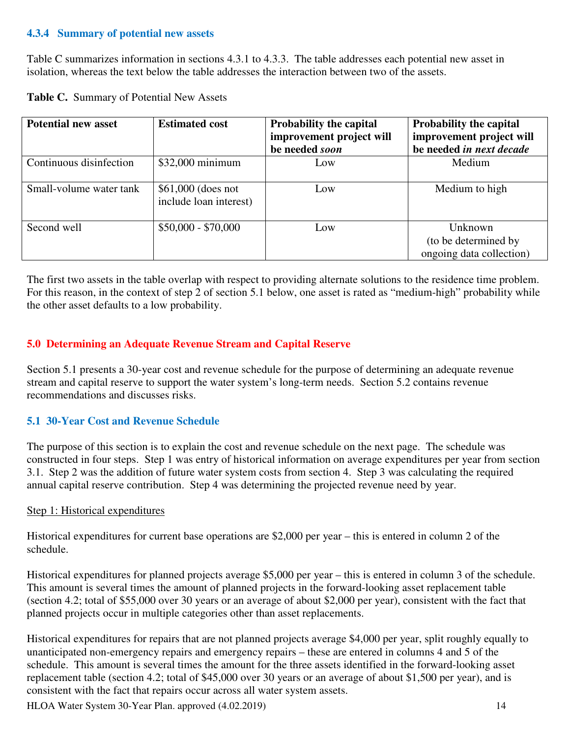### 4.3.4 Summary of potential new assets

Table C summarizes information in sections 4.3.1 to 4.3.3. The table addresses each potential new asset in isolation, whereas the text below the table addresses the interaction between two of the assets.

**Table C.** Summary of Potential New Assets

| Potential new asset | Estimated cost | Probability the capital improvement project will be needed *soon* | Probability the capital improvement project will be needed *in next decade* |
|---|---|---|---|
| Continuous disinfection | $32,000 minimum | Low | Medium |
| Small-volume water tank | $61,000 (does not include loan interest) | Low | Medium to high |
| Second well | $50,000 - $70,000 | Low | Unknown (to be determined by ongoing data collection) |

The first two assets in the table overlap with respect to providing alternate solutions to the residence time problem. For this reason, in the context of step 2 of section 5.1 below, one asset is rated as "medium-high" probability while the other asset defaults to a low probability.

## 5.0 Determining an Adequate Revenue Stream and Capital Reserve

Section 5.1 presents a 30-year cost and revenue schedule for the purpose of determining an adequate revenue stream and capital reserve to support the water system's long-term needs. Section 5.2 contains revenue recommendations and discusses risks.

### 5.1 30-Year Cost and Revenue Schedule

The purpose of this section is to explain the cost and revenue schedule on the next page. The schedule was constructed in four steps. Step 1 was entry of historical information on average expenditures per year from section 3.1. Step 2 was the addition of future water system costs from section 4. Step 3 was calculating the required annual capital reserve contribution. Step 4 was determining the projected revenue need by year.

Step 1: Historical expenditures

Historical expenditures for current base operations are $2,000 per year – this is entered in column 2 of the schedule.

Historical expenditures for planned projects average $5,000 per year – this is entered in column 3 of the schedule. This amount is several times the amount of planned projects in the forward-looking asset replacement table (section 4.2; total of $55,000 over 30 years or an average of about $2,000 per year), consistent with the fact that planned projects occur in multiple categories other than asset replacements.

Historical expenditures for repairs that are not planned projects average $4,000 per year, split roughly equally to unanticipated non-emergency repairs and emergency repairs – these are entered in columns 4 and 5 of the schedule. This amount is several times the amount for the three assets identified in the forward-looking asset replacement table (section 4.2; total of $45,000 over 30 years or an average of about $1,500 per year), and is consistent with the fact that repairs occur across all water system assets.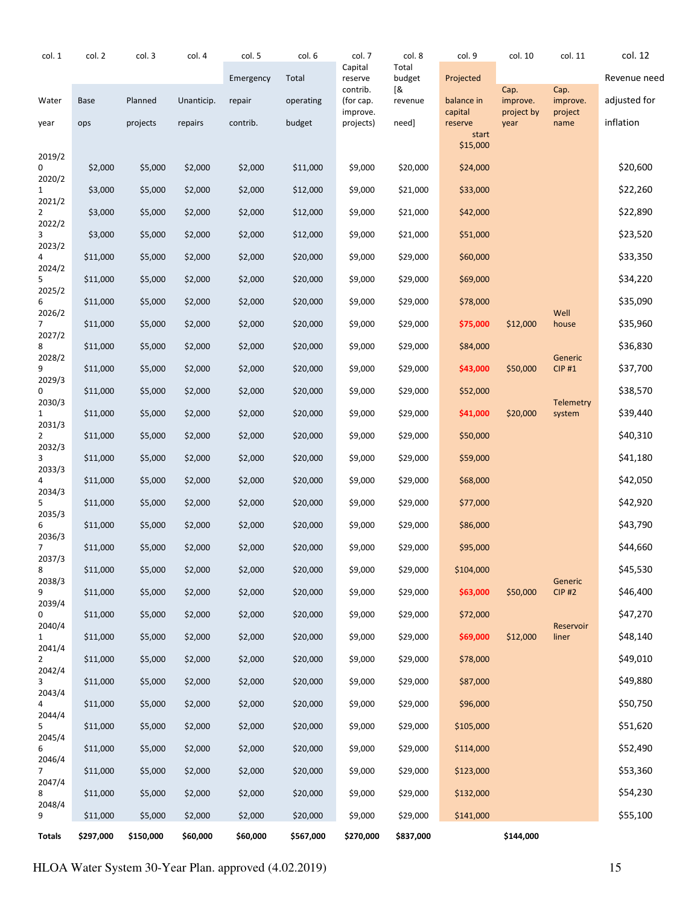| col. 1 | col. 2 | col. 3 | col. 4 | col. 5 | col. 6 | col. 7 | col. 8 | col. 9 | col. 10 | col. 11 | col. 12 |
|---|---|---|---|---|---|---|---|---|---|---|---|
| Water year | Base ops | Planned projects | Unanticip. repairs | Emergency repair contrib. | Total operating budget | Capital reserve contrib. (for cap. improve. projects) | Total budget [& revenue need] | Projected balance in capital reserve | Cap. improve. project by year | Cap. improve. project name | Revenue need adjusted for inflation |
| | | | | | | | | start $15,000 | | | |
| 2019/20 | $2,000 | $5,000 | $2,000 | $2,000 | $11,000 | $9,000 | $20,000 | $24,000 | | | $20,600 |
| 2020/21 | $3,000 | $5,000 | $2,000 | $2,000 | $12,000 | $9,000 | $21,000 | $33,000 | | | $22,260 |
| 2021/22 | $3,000 | $5,000 | $2,000 | $2,000 | $12,000 | $9,000 | $21,000 | $42,000 | | | $22,890 |
| 2022/23 | $3,000 | $5,000 | $2,000 | $2,000 | $12,000 | $9,000 | $21,000 | $51,000 | | | $23,520 |
| 2023/24 | $11,000 | $5,000 | $2,000 | $2,000 | $20,000 | $9,000 | $29,000 | $60,000 | | | $33,350 |
| 2024/25 | $11,000 | $5,000 | $2,000 | $2,000 | $20,000 | $9,000 | $29,000 | $69,000 | | | $34,220 |
| 2025/26 | $11,000 | $5,000 | $2,000 | $2,000 | $20,000 | $9,000 | $29,000 | $78,000 | | | $35,090 |
| 2026/27 | $11,000 | $5,000 | $2,000 | $2,000 | $20,000 | $9,000 | $29,000 | $75,000 | $12,000 | Well house | $35,960 |
| 2027/28 | $11,000 | $5,000 | $2,000 | $2,000 | $20,000 | $9,000 | $29,000 | $84,000 | | | $36,830 |
| 2028/29 | $11,000 | $5,000 | $2,000 | $2,000 | $20,000 | $9,000 | $29,000 | $43,000 | $50,000 | Generic CIP #1 | $37,700 |
| 2029/30 | $11,000 | $5,000 | $2,000 | $2,000 | $20,000 | $9,000 | $29,000 | $52,000 | | | $38,570 |
| 2030/31 | $11,000 | $5,000 | $2,000 | $2,000 | $20,000 | $9,000 | $29,000 | $41,000 | $20,000 | Telemetry system | $39,440 |
| 2031/32 | $11,000 | $5,000 | $2,000 | $2,000 | $20,000 | $9,000 | $29,000 | $50,000 | | | $40,310 |
| 2032/33 | $11,000 | $5,000 | $2,000 | $2,000 | $20,000 | $9,000 | $29,000 | $59,000 | | | $41,180 |
| 2033/34 | $11,000 | $5,000 | $2,000 | $2,000 | $20,000 | $9,000 | $29,000 | $68,000 | | | $42,050 |
| 2034/35 | $11,000 | $5,000 | $2,000 | $2,000 | $20,000 | $9,000 | $29,000 | $77,000 | | | $42,920 |
| 2035/36 | $11,000 | $5,000 | $2,000 | $2,000 | $20,000 | $9,000 | $29,000 | $86,000 | | | $43,790 |
| 2036/37 | $11,000 | $5,000 | $2,000 | $2,000 | $20,000 | $9,000 | $29,000 | $95,000 | | | $44,660 |
| 2037/38 | $11,000 | $5,000 | $2,000 | $2,000 | $20,000 | $9,000 | $29,000 | $104,000 | | | $45,530 |
| 2038/39 | $11,000 | $5,000 | $2,000 | $2,000 | $20,000 | $9,000 | $29,000 | $63,000 | $50,000 | Generic CIP #2 | $46,400 |
| 2039/40 | $11,000 | $5,000 | $2,000 | $2,000 | $20,000 | $9,000 | $29,000 | $72,000 | | | $47,270 |
| 2040/41 | $11,000 | $5,000 | $2,000 | $2,000 | $20,000 | $9,000 | $29,000 | $69,000 | $12,000 | Reservoir liner | $48,140 |
| 2041/42 | $11,000 | $5,000 | $2,000 | $2,000 | $20,000 | $9,000 | $29,000 | $78,000 | | | $49,010 |
| 2042/43 | $11,000 | $5,000 | $2,000 | $2,000 | $20,000 | $9,000 | $29,000 | $87,000 | | | $49,880 |
| 2043/44 | $11,000 | $5,000 | $2,000 | $2,000 | $20,000 | $9,000 | $29,000 | $96,000 | | | $50,750 |
| 2044/45 | $11,000 | $5,000 | $2,000 | $2,000 | $20,000 | $9,000 | $29,000 | $105,000 | | | $51,620 |
| 2045/46 | $11,000 | $5,000 | $2,000 | $2,000 | $20,000 | $9,000 | $29,000 | $114,000 | | | $52,490 |
| 2046/47 | $11,000 | $5,000 | $2,000 | $2,000 | $20,000 | $9,000 | $29,000 | $123,000 | | | $53,360 |
| 2047/48 | $11,000 | $5,000 | $2,000 | $2,000 | $20,000 | $9,000 | $29,000 | $132,000 | | | $54,230 |
| 2048/49 | $11,000 | $5,000 | $2,000 | $2,000 | $20,000 | $9,000 | $29,000 | $141,000 | | | $55,100 |
| **Totals** | **$297,000** | **$150,000** | **$60,000** | **$60,000** | **$567,000** | **$270,000** | **$837,000** | | **$144,000** | | |

HLOA Water System 30-Year Plan. approved (4.02.2019)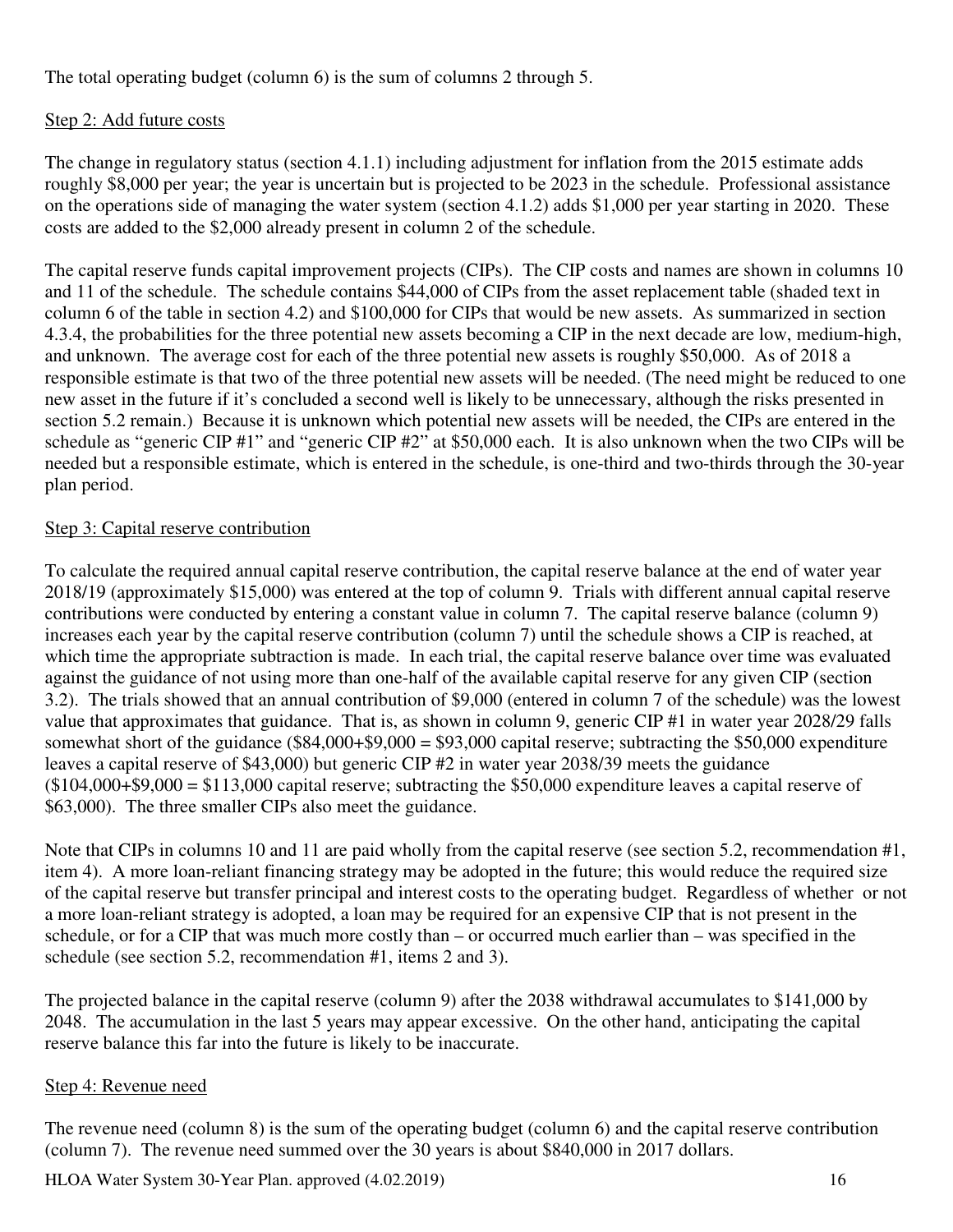The total operating budget (column 6) is the sum of columns 2 through 5.

Step 2: Add future costs

The change in regulatory status (section 4.1.1) including adjustment for inflation from the 2015 estimate adds roughly $8,000 per year; the year is uncertain but is projected to be 2023 in the schedule. Professional assistance on the operations side of managing the water system (section 4.1.2) adds $1,000 per year starting in 2020. These costs are added to the $2,000 already present in column 2 of the schedule.

The capital reserve funds capital improvement projects (CIPs). The CIP costs and names are shown in columns 10 and 11 of the schedule. The schedule contains $44,000 of CIPs from the asset replacement table (shaded text in column 6 of the table in section 4.2) and $100,000 for CIPs that would be new assets. As summarized in section 4.3.4, the probabilities for the three potential new assets becoming a CIP in the next decade are low, medium-high, and unknown. The average cost for each of the three potential new assets is roughly $50,000. As of 2018 a responsible estimate is that two of the three potential new assets will be needed. (The need might be reduced to one new asset in the future if it's concluded a second well is likely to be unnecessary, although the risks presented in section 5.2 remain.) Because it is unknown which potential new assets will be needed, the CIPs are entered in the schedule as "generic CIP #1" and "generic CIP #2" at $50,000 each. It is also unknown when the two CIPs will be needed but a responsible estimate, which is entered in the schedule, is one-third and two-thirds through the 30-year plan period.

Step 3: Capital reserve contribution

To calculate the required annual capital reserve contribution, the capital reserve balance at the end of water year 2018/19 (approximately $15,000) was entered at the top of column 9. Trials with different annual capital reserve contributions were conducted by entering a constant value in column 7. The capital reserve balance (column 9) increases each year by the capital reserve contribution (column 7) until the schedule shows a CIP is reached, at which time the appropriate subtraction is made. In each trial, the capital reserve balance over time was evaluated against the guidance of not using more than one-half of the available capital reserve for any given CIP (section 3.2). The trials showed that an annual contribution of $9,000 (entered in column 7 of the schedule) was the lowest value that approximates that guidance. That is, as shown in column 9, generic CIP #1 in water year 2028/29 falls somewhat short of the guidance ($84,000+$9,000 = $93,000 capital reserve; subtracting the $50,000 expenditure leaves a capital reserve of $43,000) but generic CIP #2 in water year 2038/39 meets the guidance ($104,000+$9,000 = $113,000 capital reserve; subtracting the $50,000 expenditure leaves a capital reserve of $63,000). The three smaller CIPs also meet the guidance.

Note that CIPs in columns 10 and 11 are paid wholly from the capital reserve (see section 5.2, recommendation #1, item 4). A more loan-reliant financing strategy may be adopted in the future; this would reduce the required size of the capital reserve but transfer principal and interest costs to the operating budget. Regardless of whether or not a more loan-reliant strategy is adopted, a loan may be required for an expensive CIP that is not present in the schedule, or for a CIP that was much more costly than – or occurred much earlier than – was specified in the schedule (see section 5.2, recommendation #1, items 2 and 3).

The projected balance in the capital reserve (column 9) after the 2038 withdrawal accumulates to $141,000 by 2048. The accumulation in the last 5 years may appear excessive. On the other hand, anticipating the capital reserve balance this far into the future is likely to be inaccurate.

Step 4: Revenue need

The revenue need (column 8) is the sum of the operating budget (column 6) and the capital reserve contribution (column 7). The revenue need summed over the 30 years is about $840,000 in 2017 dollars.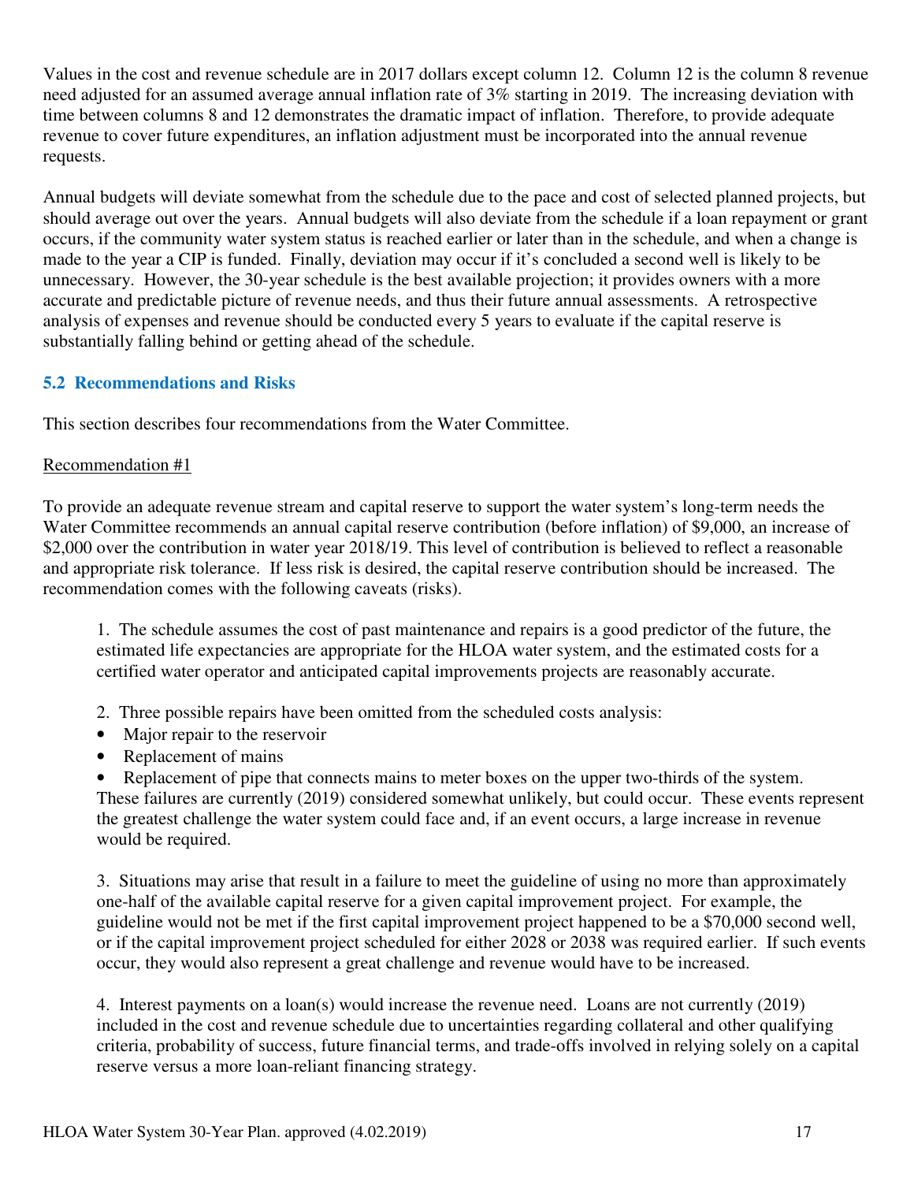Values in the cost and revenue schedule are in 2017 dollars except column 12. Column 12 is the column 8 revenue need adjusted for an assumed average annual inflation rate of 3% starting in 2019. The increasing deviation with time between columns 8 and 12 demonstrates the dramatic impact of inflation. Therefore, to provide adequate revenue to cover future expenditures, an inflation adjustment must be incorporated into the annual revenue requests.

Annual budgets will deviate somewhat from the schedule due to the pace and cost of selected planned projects, but should average out over the years. Annual budgets will also deviate from the schedule if a loan repayment or grant occurs, if the community water system status is reached earlier or later than in the schedule, and when a change is made to the year a CIP is funded. Finally, deviation may occur if it's concluded a second well is likely to be unnecessary. However, the 30-year schedule is the best available projection; it provides owners with a more accurate and predictable picture of revenue needs, and thus their future annual assessments. A retrospective analysis of expenses and revenue should be conducted every 5 years to evaluate if the capital reserve is substantially falling behind or getting ahead of the schedule.

### 5.2 Recommendations and Risks

This section describes four recommendations from the Water Committee.

Recommendation #1

To provide an adequate revenue stream and capital reserve to support the water system's long-term needs the Water Committee recommends an annual capital reserve contribution (before inflation) of $9,000, an increase of $2,000 over the contribution in water year 2018/19. This level of contribution is believed to reflect a reasonable and appropriate risk tolerance. If less risk is desired, the capital reserve contribution should be increased. The recommendation comes with the following caveats (risks).

1. The schedule assumes the cost of past maintenance and repairs is a good predictor of the future, the estimated life expectancies are appropriate for the HLOA water system, and the estimated costs for a certified water operator and anticipated capital improvements projects are reasonably accurate.

2. Three possible repairs have been omitted from the scheduled costs analysis:

- Major repair to the reservoir
- Replacement of mains
- Replacement of pipe that connects mains to meter boxes on the upper two-thirds of the system.

These failures are currently (2019) considered somewhat unlikely, but could occur. These events represent the greatest challenge the water system could face and, if an event occurs, a large increase in revenue would be required.

3. Situations may arise that result in a failure to meet the guideline of using no more than approximately one-half of the available capital reserve for a given capital improvement project. For example, the guideline would not be met if the first capital improvement project happened to be a $70,000 second well, or if the capital improvement project scheduled for either 2028 or 2038 was required earlier. If such events occur, they would also represent a great challenge and revenue would have to be increased.

4. Interest payments on a loan(s) would increase the revenue need. Loans are not currently (2019) included in the cost and revenue schedule due to uncertainties regarding collateral and other qualifying criteria, probability of success, future financial terms, and trade-offs involved in relying solely on a capital reserve versus a more loan-reliant financing strategy.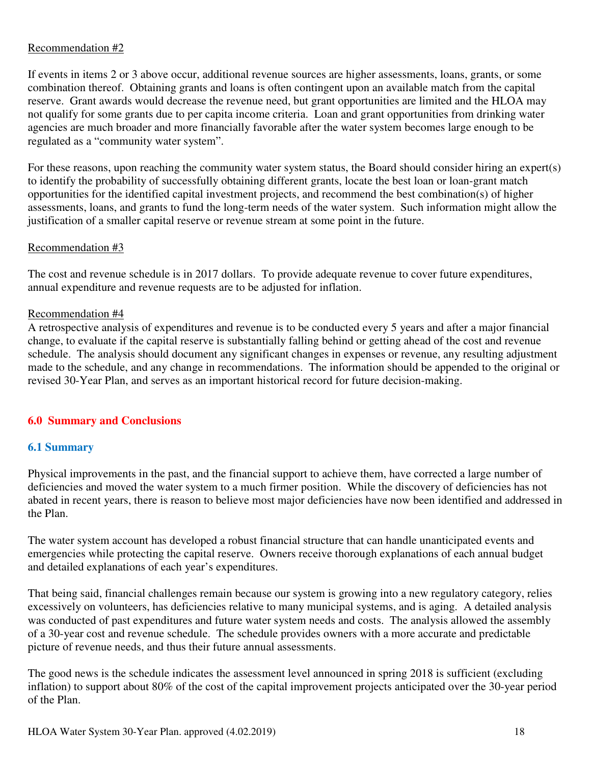Recommendation #2

If events in items 2 or 3 above occur, additional revenue sources are higher assessments, loans, grants, or some combination thereof. Obtaining grants and loans is often contingent upon an available match from the capital reserve. Grant awards would decrease the revenue need, but grant opportunities are limited and the HLOA may not qualify for some grants due to per capita income criteria. Loan and grant opportunities from drinking water agencies are much broader and more financially favorable after the water system becomes large enough to be regulated as a "community water system".

For these reasons, upon reaching the community water system status, the Board should consider hiring an expert(s) to identify the probability of successfully obtaining different grants, locate the best loan or loan-grant match opportunities for the identified capital investment projects, and recommend the best combination(s) of higher assessments, loans, and grants to fund the long-term needs of the water system. Such information might allow the justification of a smaller capital reserve or revenue stream at some point in the future.

Recommendation #3

The cost and revenue schedule is in 2017 dollars. To provide adequate revenue to cover future expenditures, annual expenditure and revenue requests are to be adjusted for inflation.

Recommendation #4

A retrospective analysis of expenditures and revenue is to be conducted every 5 years and after a major financial change, to evaluate if the capital reserve is substantially falling behind or getting ahead of the cost and revenue schedule. The analysis should document any significant changes in expenses or revenue, any resulting adjustment made to the schedule, and any change in recommendations. The information should be appended to the original or revised 30-Year Plan, and serves as an important historical record for future decision-making.

## 6.0 Summary and Conclusions

### 6.1 Summary

Physical improvements in the past, and the financial support to achieve them, have corrected a large number of deficiencies and moved the water system to a much firmer position. While the discovery of deficiencies has not abated in recent years, there is reason to believe most major deficiencies have now been identified and addressed in the Plan.

The water system account has developed a robust financial structure that can handle unanticipated events and emergencies while protecting the capital reserve. Owners receive thorough explanations of each annual budget and detailed explanations of each year's expenditures.

That being said, financial challenges remain because our system is growing into a new regulatory category, relies excessively on volunteers, has deficiencies relative to many municipal systems, and is aging. A detailed analysis was conducted of past expenditures and future water system needs and costs. The analysis allowed the assembly of a 30-year cost and revenue schedule. The schedule provides owners with a more accurate and predictable picture of revenue needs, and thus their future annual assessments.

The good news is the schedule indicates the assessment level announced in spring 2018 is sufficient (excluding inflation) to support about 80% of the cost of the capital improvement projects anticipated over the 30-year period of the Plan.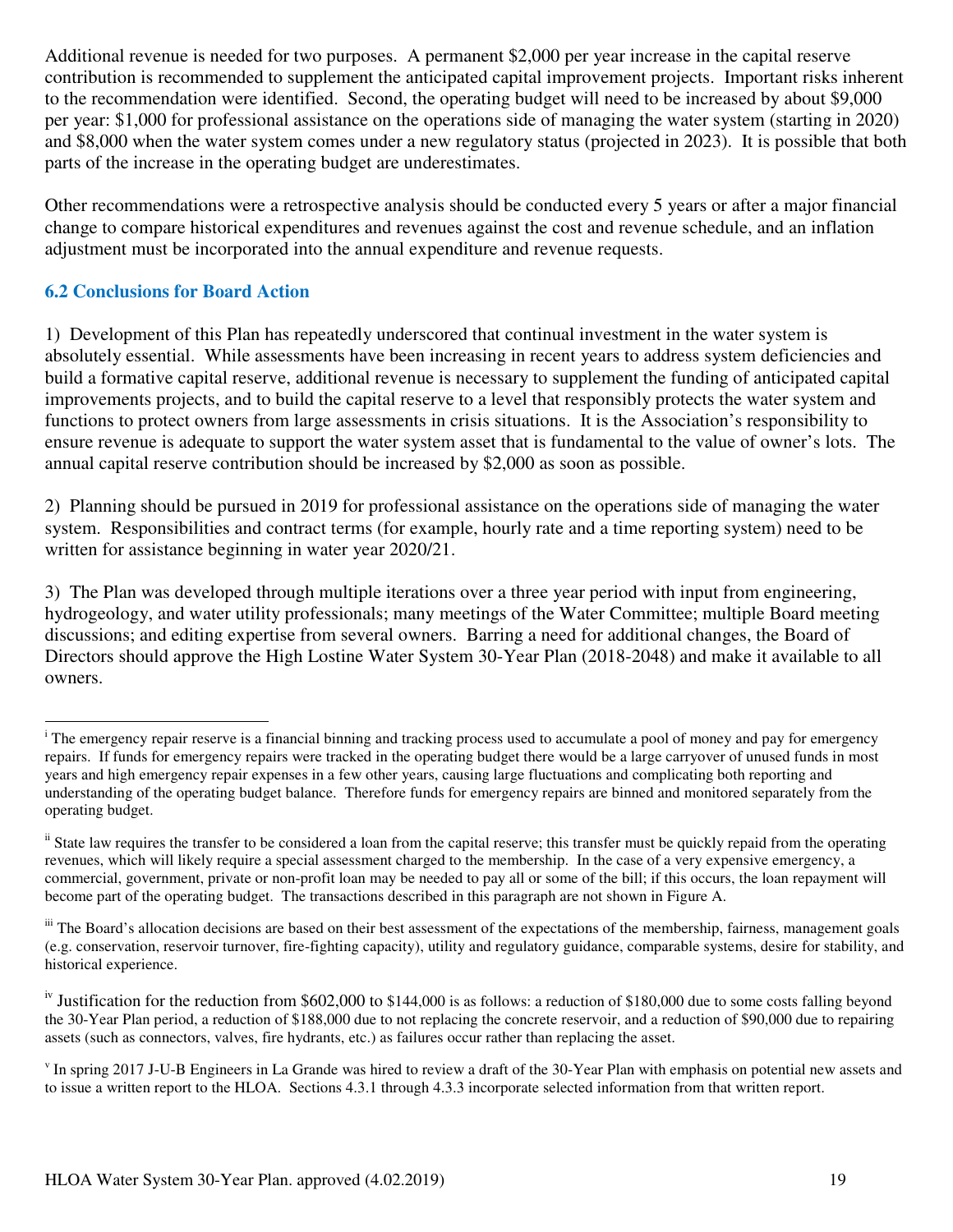Additional revenue is needed for two purposes. A permanent $2,000 per year increase in the capital reserve contribution is recommended to supplement the anticipated capital improvement projects. Important risks inherent to the recommendation were identified. Second, the operating budget will need to be increased by about $9,000 per year: $1,000 for professional assistance on the operations side of managing the water system (starting in 2020) and $8,000 when the water system comes under a new regulatory status (projected in 2023). It is possible that both parts of the increase in the operating budget are underestimates.

Other recommendations were a retrospective analysis should be conducted every 5 years or after a major financial change to compare historical expenditures and revenues against the cost and revenue schedule, and an inflation adjustment must be incorporated into the annual expenditure and revenue requests.

### 6.2 Conclusions for Board Action

1) Development of this Plan has repeatedly underscored that continual investment in the water system is absolutely essential. While assessments have been increasing in recent years to address system deficiencies and build a formative capital reserve, additional revenue is necessary to supplement the funding of anticipated capital improvements projects, and to build the capital reserve to a level that responsibly protects the water system and functions to protect owners from large assessments in crisis situations. It is the Association's responsibility to ensure revenue is adequate to support the water system asset that is fundamental to the value of owner's lots. The annual capital reserve contribution should be increased by $2,000 as soon as possible.

2) Planning should be pursued in 2019 for professional assistance on the operations side of managing the water system. Responsibilities and contract terms (for example, hourly rate and a time reporting system) need to be written for assistance beginning in water year 2020/21.

3) The Plan was developed through multiple iterations over a three year period with input from engineering, hydrogeology, and water utility professionals; many meetings of the Water Committee; multiple Board meeting discussions; and editing expertise from several owners. Barring a need for additional changes, the Board of Directors should approve the High Lostine Water System 30-Year Plan (2018-2048) and make it available to all owners.

---

[i] The emergency repair reserve is a financial binning and tracking process used to accumulate a pool of money and pay for emergency repairs. If funds for emergency repairs were tracked in the operating budget there would be a large carryover of unused funds in most years and high emergency repair expenses in a few other years, causing large fluctuations and complicating both reporting and understanding of the operating budget balance. Therefore funds for emergency repairs are binned and monitored separately from the operating budget.

[ii] State law requires the transfer to be considered a loan from the capital reserve; this transfer must be quickly repaid from the operating revenues, which will likely require a special assessment charged to the membership. In the case of a very expensive emergency, a commercial, government, private or non-profit loan may be needed to pay all or some of the bill; if this occurs, the loan repayment will become part of the operating budget. The transactions described in this paragraph are not shown in Figure A.

[iii] The Board's allocation decisions are based on their best assessment of the expectations of the membership, fairness, management goals (e.g. conservation, reservoir turnover, fire-fighting capacity), utility and regulatory guidance, comparable systems, desire for stability, and historical experience.

[iv] Justification for the reduction from $602,000 to $144,000 is as follows: a reduction of $180,000 due to some costs falling beyond the 30-Year Plan period, a reduction of $188,000 due to not replacing the concrete reservoir, and a reduction of $90,000 due to repairing assets (such as connectors, valves, fire hydrants, etc.) as failures occur rather than replacing the asset.

[v] In spring 2017 J-U-B Engineers in La Grande was hired to review a draft of the 30-Year Plan with emphasis on potential new assets and to issue a written report to the HLOA. Sections 4.3.1 through 4.3.3 incorporate selected information from that written report.